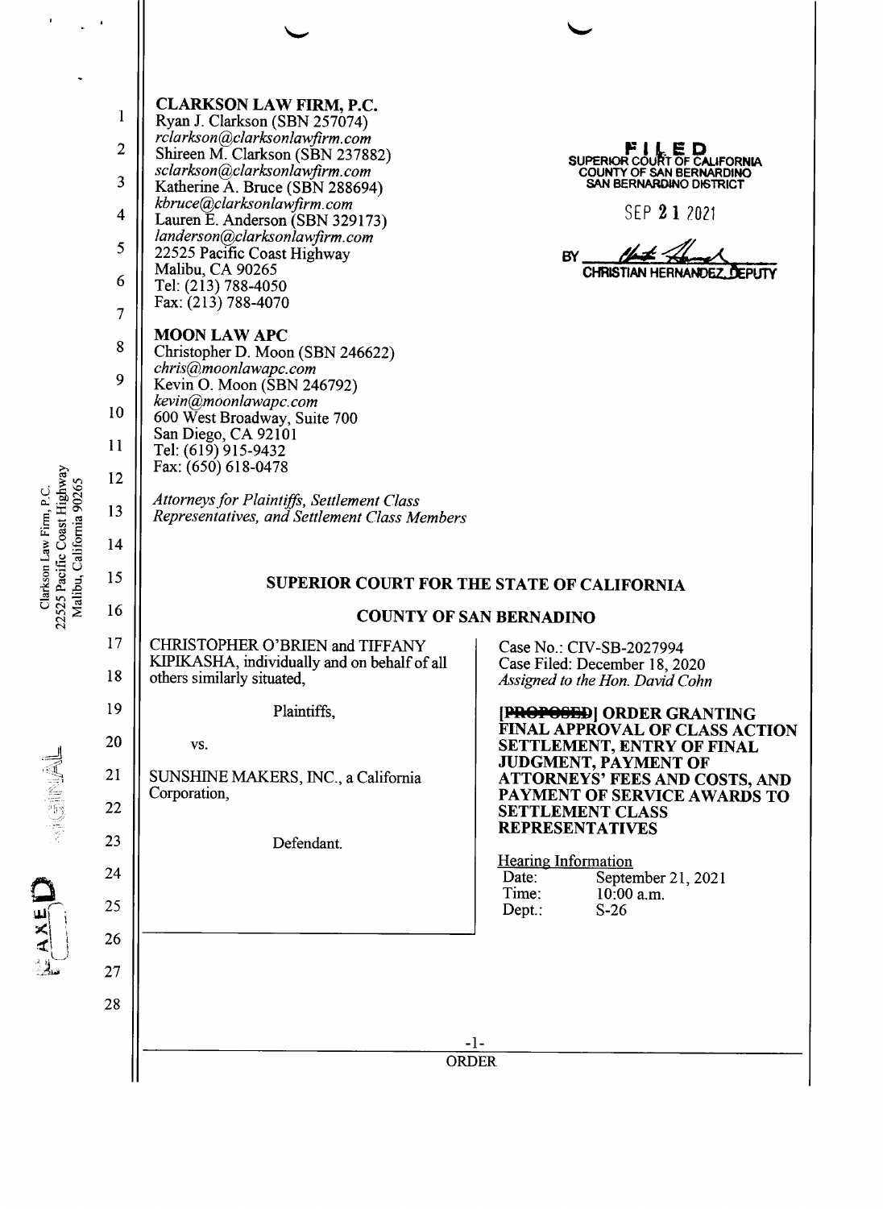**CLARKSON LAW FIRM, P.C.**
Ryan J. Clarkson (SBN 257074)
*rclarkson@clarksonlawfirm.com*
Shireen M. Clarkson (SBN 237882)
*sclarkson@clarksonlawfirm.com*
Katherine A. Bruce (SBN 288694)
*kbruce@clarksonlawfirm.com*
Lauren E. Anderson (SBN 329173)
*landerson@clarksonlawfirm.com*
22525 Pacific Coast Highway
Malibu, CA 90265
Tel: (213) 788-4050
Fax: (213) 788-4070

**MOON LAW APC**
Christopher D. Moon (SBN 246622)
*chris@moonlawapc.com*
Kevin O. Moon (SBN 246792)
*kevin@moonlawapc.com*
600 West Broadway, Suite 700
San Diego, CA 92101
Tel: (619) 915-9432
Fax: (650) 618-0478

*Attorneys for Plaintiffs, Settlement Class Representatives, and Settlement Class Members*

FILED
SUPERIOR COURT OF CALIFORNIA
COUNTY OF SAN BERNARDINO
SAN BERNARDINO DISTRICT

SEP 21 2021

BY CHRISTIAN HERNANDEZ, DEPUTY

## SUPERIOR COURT FOR THE STATE OF CALIFORNIA

## COUNTY OF SAN BERNADINO

CHRISTOPHER O'BRIEN and TIFFANY KIPIKASHA, individually and on behalf of all others similarly situated,

Plaintiffs,

vs.

SUNSHINE MAKERS, INC., a California Corporation,

Defendant.

Case No.: CIV-SB-2027994
Case Filed: December 18, 2020
*Assigned to the Hon. David Cohn*

**~~[PROPOSED]~~ ORDER GRANTING FINAL APPROVAL OF CLASS ACTION SETTLEMENT, ENTRY OF FINAL JUDGMENT, PAYMENT OF ATTORNEYS' FEES AND COSTS, AND PAYMENT OF SERVICE AWARDS TO SETTLEMENT CLASS REPRESENTATIVES**

Hearing Information
Date: September 21, 2021
Time: 10:00 a.m.
Dept.: S-26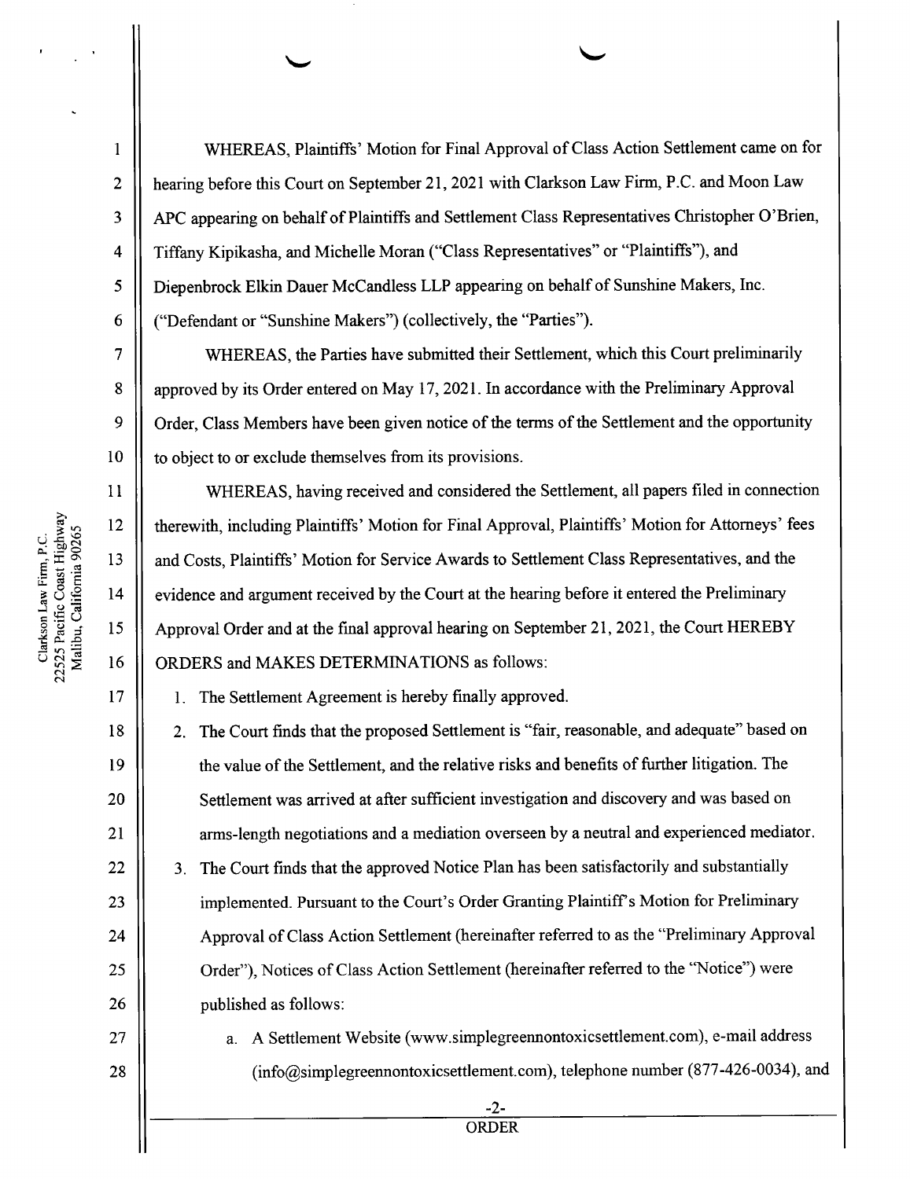WHEREAS, Plaintiffs' Motion for Final Approval of Class Action Settlement came on for hearing before this Court on September 21, 2021 with Clarkson Law Firm, P.C. and Moon Law APC appearing on behalf of Plaintiffs and Settlement Class Representatives Christopher O'Brien, Tiffany Kipikasha, and Michelle Moran ("Class Representatives" or "Plaintiffs"), and Diepenbrock Elkin Dauer McCandless LLP appearing on behalf of Sunshine Makers, Inc. ("Defendant or "Sunshine Makers") (collectively, the "Parties").

WHEREAS, the Parties have submitted their Settlement, which this Court preliminarily approved by its Order entered on May 17, 2021. In accordance with the Preliminary Approval Order, Class Members have been given notice of the terms of the Settlement and the opportunity to object to or exclude themselves from its provisions.

WHEREAS, having received and considered the Settlement, all papers filed in connection therewith, including Plaintiffs' Motion for Final Approval, Plaintiffs' Motion for Attorneys' fees and Costs, Plaintiffs' Motion for Service Awards to Settlement Class Representatives, and the evidence and argument received by the Court at the hearing before it entered the Preliminary Approval Order and at the final approval hearing on September 21, 2021, the Court HEREBY ORDERS and MAKES DETERMINATIONS as follows:

1. The Settlement Agreement is hereby finally approved.
2. The Court finds that the proposed Settlement is "fair, reasonable, and adequate" based on the value of the Settlement, and the relative risks and benefits of further litigation. The Settlement was arrived at after sufficient investigation and discovery and was based on arms-length negotiations and a mediation overseen by a neutral and experienced mediator.
3. The Court finds that the approved Notice Plan has been satisfactorily and substantially implemented. Pursuant to the Court's Order Granting Plaintiff's Motion for Preliminary Approval of Class Action Settlement (hereinafter referred to as the "Preliminary Approval Order"), Notices of Class Action Settlement (hereinafter referred to the "Notice") were published as follows:
   a. A Settlement Website (www.simplegreennontoxicsettlement.com), e-mail address (info@simplegreennontoxicsettlement.com), telephone number (877-426-0034), and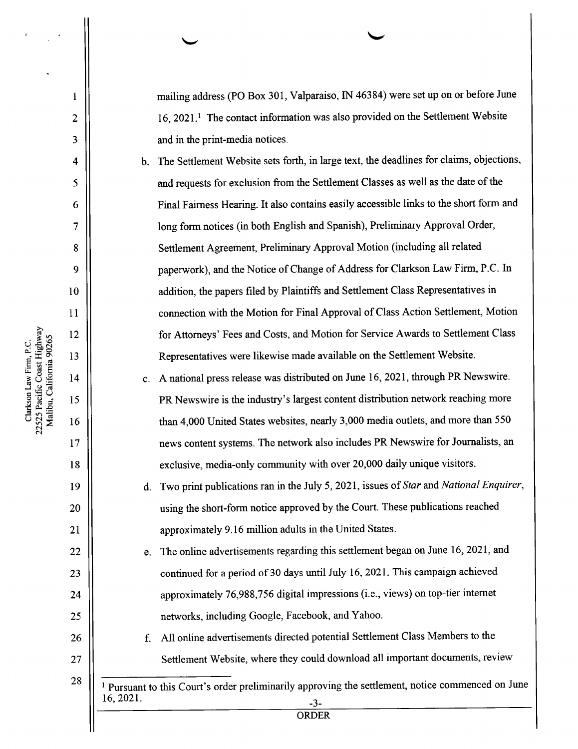mailing address (PO Box 301, Valparaiso, IN 46384) were set up on or before June 16, 2021.[1] The contact information was also provided on the Settlement Website and in the print-media notices.

b. The Settlement Website sets forth, in large text, the deadlines for claims, objections, and requests for exclusion from the Settlement Classes as well as the date of the Final Fairness Hearing. It also contains easily accessible links to the short form and long form notices (in both English and Spanish), Preliminary Approval Order, Settlement Agreement, Preliminary Approval Motion (including all related paperwork), and the Notice of Change of Address for Clarkson Law Firm, P.C. In addition, the papers filed by Plaintiffs and Settlement Class Representatives in connection with the Motion for Final Approval of Class Action Settlement, Motion for Attorneys' Fees and Costs, and Motion for Service Awards to Settlement Class Representatives were likewise made available on the Settlement Website.

c. A national press release was distributed on June 16, 2021, through PR Newswire. PR Newswire is the industry's largest content distribution network reaching more than 4,000 United States websites, nearly 3,000 media outlets, and more than 550 news content systems. The network also includes PR Newswire for Journalists, an exclusive, media-only community with over 20,000 daily unique visitors.

d. Two print publications ran in the July 5, 2021, issues of *Star* and *National Enquirer*, using the short-form notice approved by the Court. These publications reached approximately 9.16 million adults in the United States.

e. The online advertisements regarding this settlement began on June 16, 2021, and continued for a period of 30 days until July 16, 2021. This campaign achieved approximately 76,988,756 digital impressions (i.e., views) on top-tier internet networks, including Google, Facebook, and Yahoo.

f. All online advertisements directed potential Settlement Class Members to the Settlement Website, where they could download all important documents, review

---

[1] Pursuant to this Court's order preliminarily approving the settlement, notice commenced on June 16, 2021.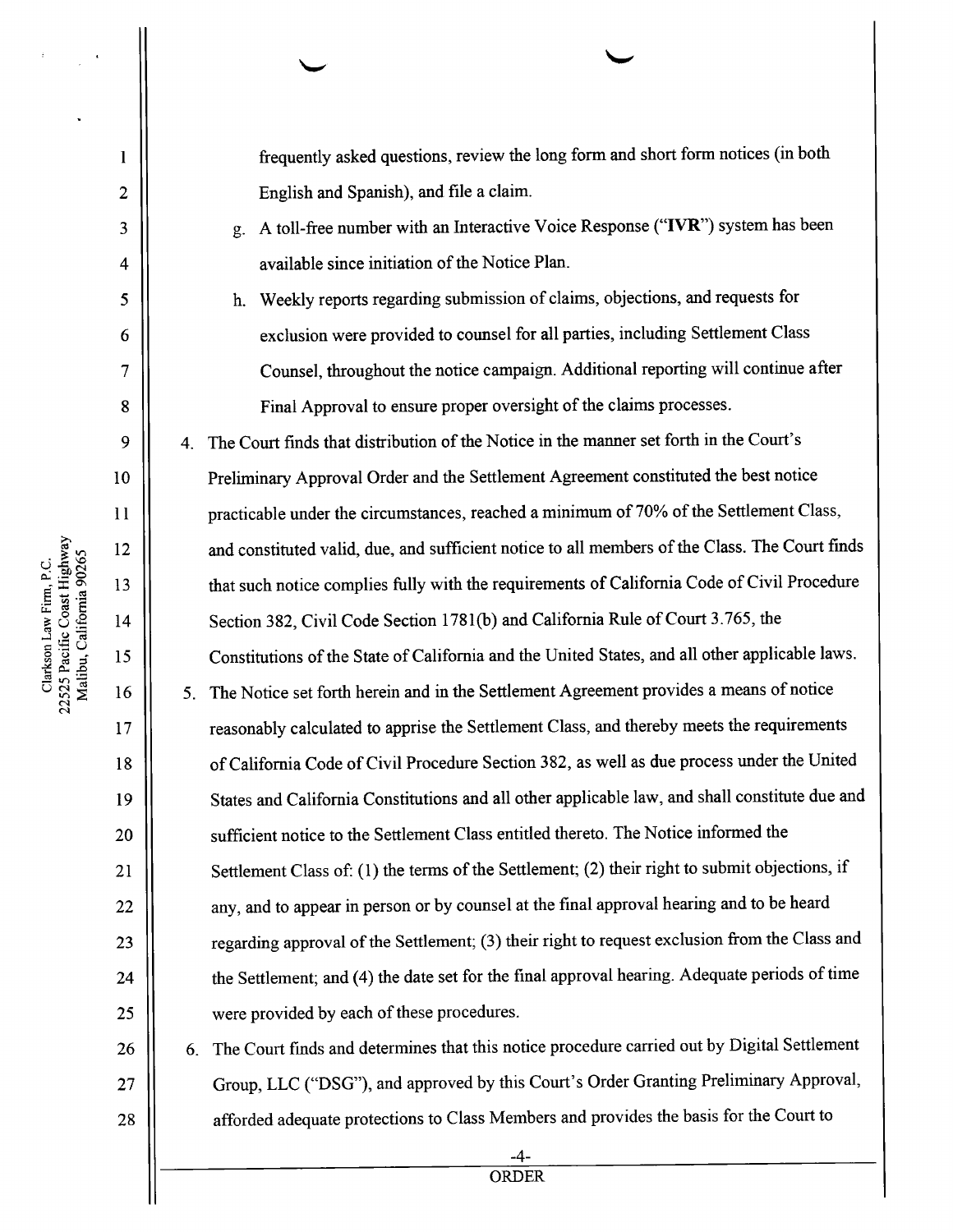frequently asked questions, review the long form and short form notices (in both English and Spanish), and file a claim.

g. A toll-free number with an Interactive Voice Response ("**IVR**") system has been available since initiation of the Notice Plan.

h. Weekly reports regarding submission of claims, objections, and requests for exclusion were provided to counsel for all parties, including Settlement Class Counsel, throughout the notice campaign. Additional reporting will continue after Final Approval to ensure proper oversight of the claims processes.

4. The Court finds that distribution of the Notice in the manner set forth in the Court's Preliminary Approval Order and the Settlement Agreement constituted the best notice practicable under the circumstances, reached a minimum of 70% of the Settlement Class, and constituted valid, due, and sufficient notice to all members of the Class. The Court finds that such notice complies fully with the requirements of California Code of Civil Procedure Section 382, Civil Code Section 1781(b) and California Rule of Court 3.765, the Constitutions of the State of California and the United States, and all other applicable laws.

5. The Notice set forth herein and in the Settlement Agreement provides a means of notice reasonably calculated to apprise the Settlement Class, and thereby meets the requirements of California Code of Civil Procedure Section 382, as well as due process under the United States and California Constitutions and all other applicable law, and shall constitute due and sufficient notice to the Settlement Class entitled thereto. The Notice informed the Settlement Class of: (1) the terms of the Settlement; (2) their right to submit objections, if any, and to appear in person or by counsel at the final approval hearing and to be heard regarding approval of the Settlement; (3) their right to request exclusion from the Class and the Settlement; and (4) the date set for the final approval hearing. Adequate periods of time were provided by each of these procedures.

6. The Court finds and determines that this notice procedure carried out by Digital Settlement Group, LLC ("DSG"), and approved by this Court's Order Granting Preliminary Approval, afforded adequate protections to Class Members and provides the basis for the Court to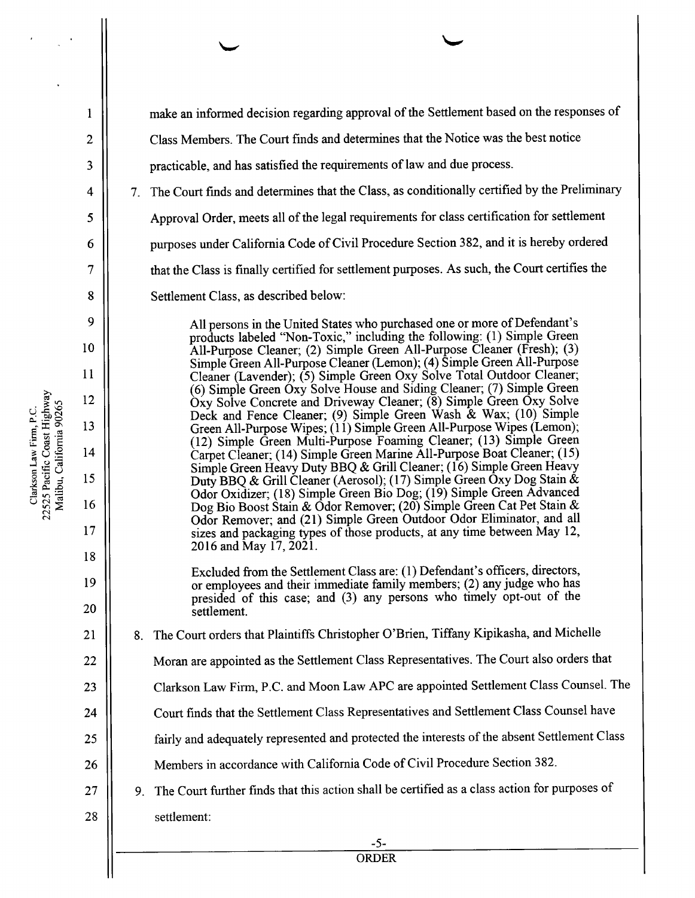make an informed decision regarding approval of the Settlement based on the responses of Class Members. The Court finds and determines that the Notice was the best notice practicable, and has satisfied the requirements of law and due process.

7. The Court finds and determines that the Class, as conditionally certified by the Preliminary Approval Order, meets all of the legal requirements for class certification for settlement purposes under California Code of Civil Procedure Section 382, and it is hereby ordered that the Class is finally certified for settlement purposes. As such, the Court certifies the Settlement Class, as described below:

   > All persons in the United States who purchased one or more of Defendant's products labeled "Non-Toxic," including the following: (1) Simple Green All-Purpose Cleaner; (2) Simple Green All-Purpose Cleaner (Fresh); (3) Simple Green All-Purpose Cleaner (Lemon); (4) Simple Green All-Purpose Cleaner (Lavender); (5) Simple Green Oxy Solve Total Outdoor Cleaner; (6) Simple Green Oxy Solve House and Siding Cleaner; (7) Simple Green Oxy Solve Concrete and Driveway Cleaner; (8) Simple Green Oxy Solve Deck and Fence Cleaner; (9) Simple Green Wash & Wax; (10) Simple Green All-Purpose Wipes; (11) Simple Green All-Purpose Wipes (Lemon); (12) Simple Green Multi-Purpose Foaming Cleaner; (13) Simple Green Carpet Cleaner; (14) Simple Green Marine All-Purpose Boat Cleaner; (15) Simple Green Heavy Duty BBQ & Grill Cleaner; (16) Simple Green Heavy Duty BBQ & Grill Cleaner (Aerosol); (17) Simple Green Oxy Dog Stain & Odor Oxidizer; (18) Simple Green Bio Dog; (19) Simple Green Advanced Dog Bio Boost Stain & Odor Remover; (20) Simple Green Cat Pet Stain & Odor Remover; and (21) Simple Green Outdoor Odor Eliminator, and all sizes and packaging types of those products, at any time between May 12, 2016 and May 17, 2021.
   >
   > Excluded from the Settlement Class are: (1) Defendant's officers, directors, or employees and their immediate family members; (2) any judge who has presided of this case; and (3) any persons who timely opt-out of the settlement.

8. The Court orders that Plaintiffs Christopher O'Brien, Tiffany Kipikasha, and Michelle Moran are appointed as the Settlement Class Representatives. The Court also orders that Clarkson Law Firm, P.C. and Moon Law APC are appointed Settlement Class Counsel. The Court finds that the Settlement Class Representatives and Settlement Class Counsel have fairly and adequately represented and protected the interests of the absent Settlement Class Members in accordance with California Code of Civil Procedure Section 382.

9. The Court further finds that this action shall be certified as a class action for purposes of settlement: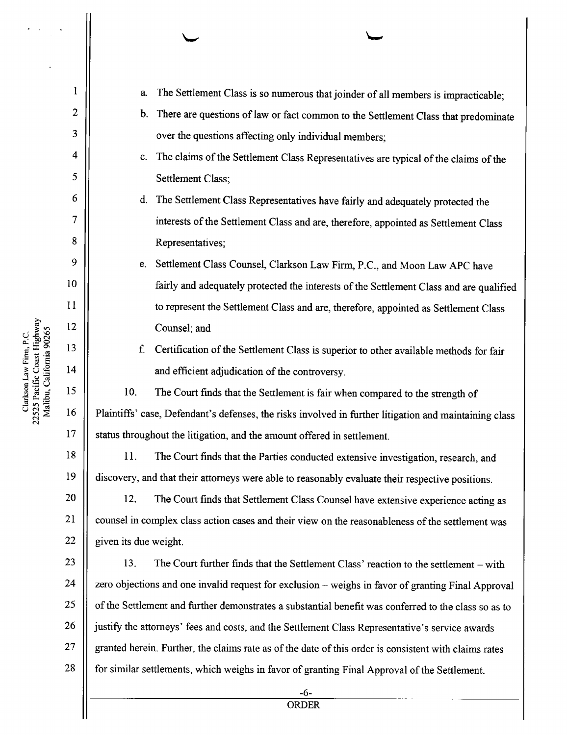a. The Settlement Class is so numerous that joinder of all members is impracticable;

b. There are questions of law or fact common to the Settlement Class that predominate over the questions affecting only individual members;

c. The claims of the Settlement Class Representatives are typical of the claims of the Settlement Class;

d. The Settlement Class Representatives have fairly and adequately protected the interests of the Settlement Class and are, therefore, appointed as Settlement Class Representatives;

e. Settlement Class Counsel, Clarkson Law Firm, P.C., and Moon Law APC have fairly and adequately protected the interests of the Settlement Class and are qualified to represent the Settlement Class and are, therefore, appointed as Settlement Class Counsel; and

f. Certification of the Settlement Class is superior to other available methods for fair and efficient adjudication of the controversy.

10. The Court finds that the Settlement is fair when compared to the strength of Plaintiffs' case, Defendant's defenses, the risks involved in further litigation and maintaining class status throughout the litigation, and the amount offered in settlement.

11. The Court finds that the Parties conducted extensive investigation, research, and discovery, and that their attorneys were able to reasonably evaluate their respective positions.

12. The Court finds that Settlement Class Counsel have extensive experience acting as counsel in complex class action cases and their view on the reasonableness of the settlement was given its due weight.

13. The Court further finds that the Settlement Class' reaction to the settlement – with zero objections and one invalid request for exclusion – weighs in favor of granting Final Approval of the Settlement and further demonstrates a substantial benefit was conferred to the class so as to justify the attorneys' fees and costs, and the Settlement Class Representative's service awards granted herein. Further, the claims rate as of the date of this order is consistent with claims rates for similar settlements, which weighs in favor of granting Final Approval of the Settlement.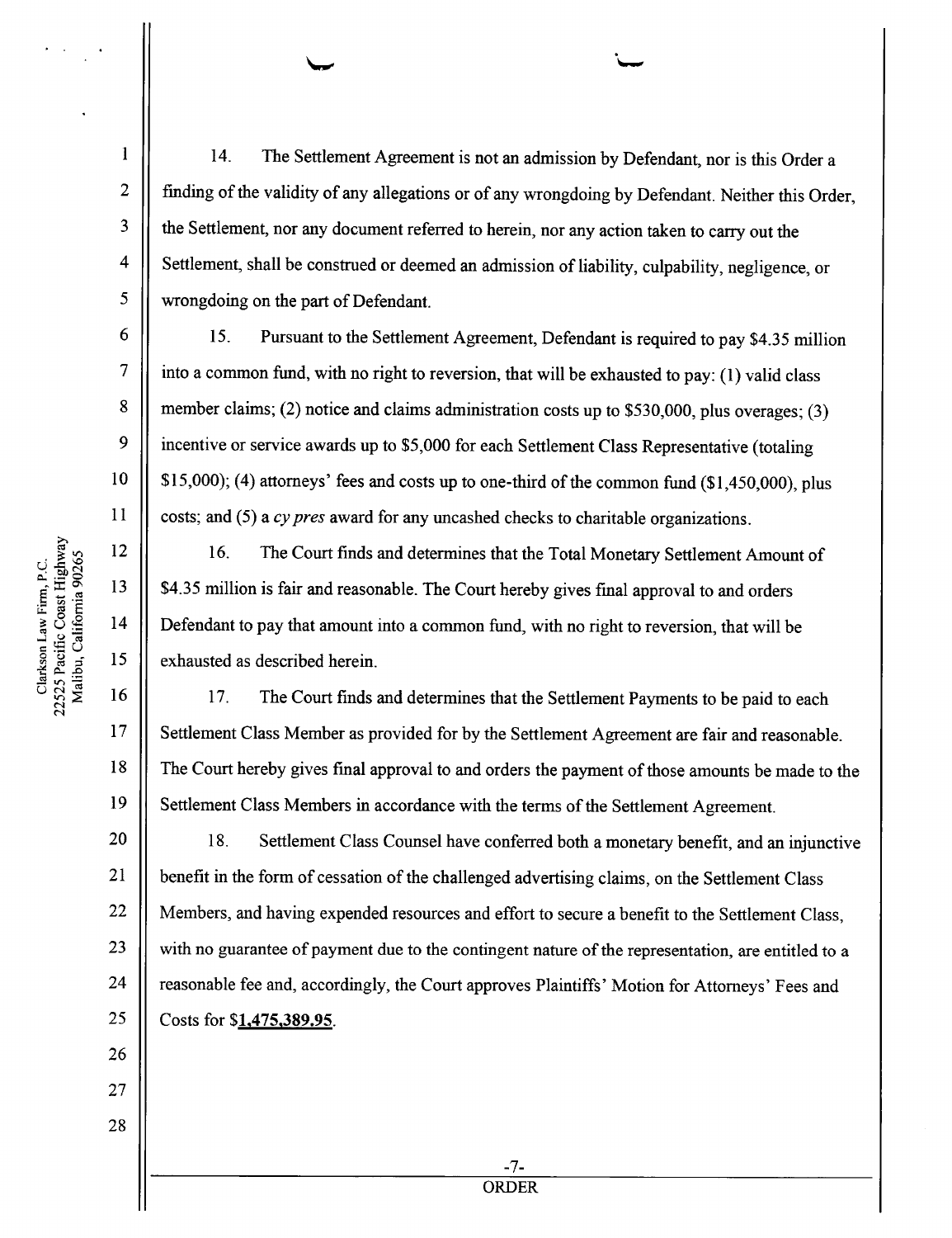14. The Settlement Agreement is not an admission by Defendant, nor is this Order a finding of the validity of any allegations or of any wrongdoing by Defendant. Neither this Order, the Settlement, nor any document referred to herein, nor any action taken to carry out the Settlement, shall be construed or deemed an admission of liability, culpability, negligence, or wrongdoing on the part of Defendant.

15. Pursuant to the Settlement Agreement, Defendant is required to pay $4.35 million into a common fund, with no right to reversion, that will be exhausted to pay: (1) valid class member claims; (2) notice and claims administration costs up to $530,000, plus overages; (3) incentive or service awards up to $5,000 for each Settlement Class Representative (totaling $15,000); (4) attorneys' fees and costs up to one-third of the common fund ($1,450,000), plus costs; and (5) a *cy pres* award for any uncashed checks to charitable organizations.

16. The Court finds and determines that the Total Monetary Settlement Amount of $4.35 million is fair and reasonable. The Court hereby gives final approval to and orders Defendant to pay that amount into a common fund, with no right to reversion, that will be exhausted as described herein.

17. The Court finds and determines that the Settlement Payments to be paid to each Settlement Class Member as provided for by the Settlement Agreement are fair and reasonable. The Court hereby gives final approval to and orders the payment of those amounts be made to the Settlement Class Members in accordance with the terms of the Settlement Agreement.

18. Settlement Class Counsel have conferred both a monetary benefit, and an injunctive benefit in the form of cessation of the challenged advertising claims, on the Settlement Class Members, and having expended resources and effort to secure a benefit to the Settlement Class, with no guarantee of payment due to the contingent nature of the representation, are entitled to a reasonable fee and, accordingly, the Court approves Plaintiffs' Motion for Attorneys' Fees and Costs for **$1,475,389.95**.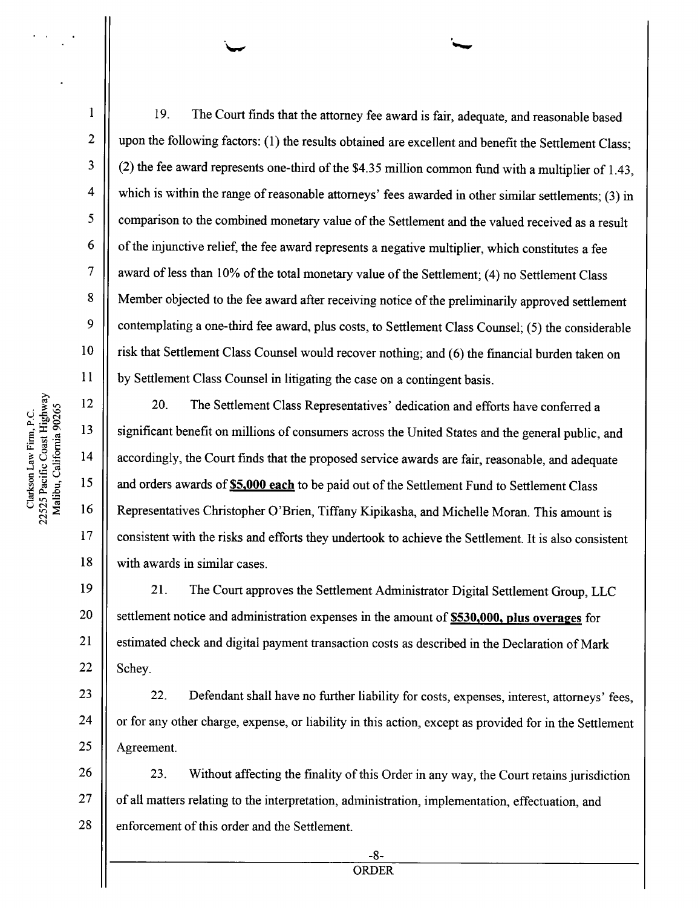19. The Court finds that the attorney fee award is fair, adequate, and reasonable based upon the following factors: (1) the results obtained are excellent and benefit the Settlement Class; (2) the fee award represents one-third of the $4.35 million common fund with a multiplier of 1.43, which is within the range of reasonable attorneys' fees awarded in other similar settlements; (3) in comparison to the combined monetary value of the Settlement and the valued received as a result of the injunctive relief, the fee award represents a negative multiplier, which constitutes a fee award of less than 10% of the total monetary value of the Settlement; (4) no Settlement Class Member objected to the fee award after receiving notice of the preliminarily approved settlement contemplating a one-third fee award, plus costs, to Settlement Class Counsel; (5) the considerable risk that Settlement Class Counsel would recover nothing; and (6) the financial burden taken on by Settlement Class Counsel in litigating the case on a contingent basis.

20. The Settlement Class Representatives' dedication and efforts have conferred a significant benefit on millions of consumers across the United States and the general public, and accordingly, the Court finds that the proposed service awards are fair, reasonable, and adequate and orders awards of **$5,000 each** to be paid out of the Settlement Fund to Settlement Class Representatives Christopher O'Brien, Tiffany Kipikasha, and Michelle Moran. This amount is consistent with the risks and efforts they undertook to achieve the Settlement. It is also consistent with awards in similar cases.

21. The Court approves the Settlement Administrator Digital Settlement Group, LLC settlement notice and administration expenses in the amount of **$530,000, plus overages** for estimated check and digital payment transaction costs as described in the Declaration of Mark Schey.

22. Defendant shall have no further liability for costs, expenses, interest, attorneys' fees, or for any other charge, expense, or liability in this action, except as provided for in the Settlement Agreement.

23. Without affecting the finality of this Order in any way, the Court retains jurisdiction of all matters relating to the interpretation, administration, implementation, effectuation, and enforcement of this order and the Settlement.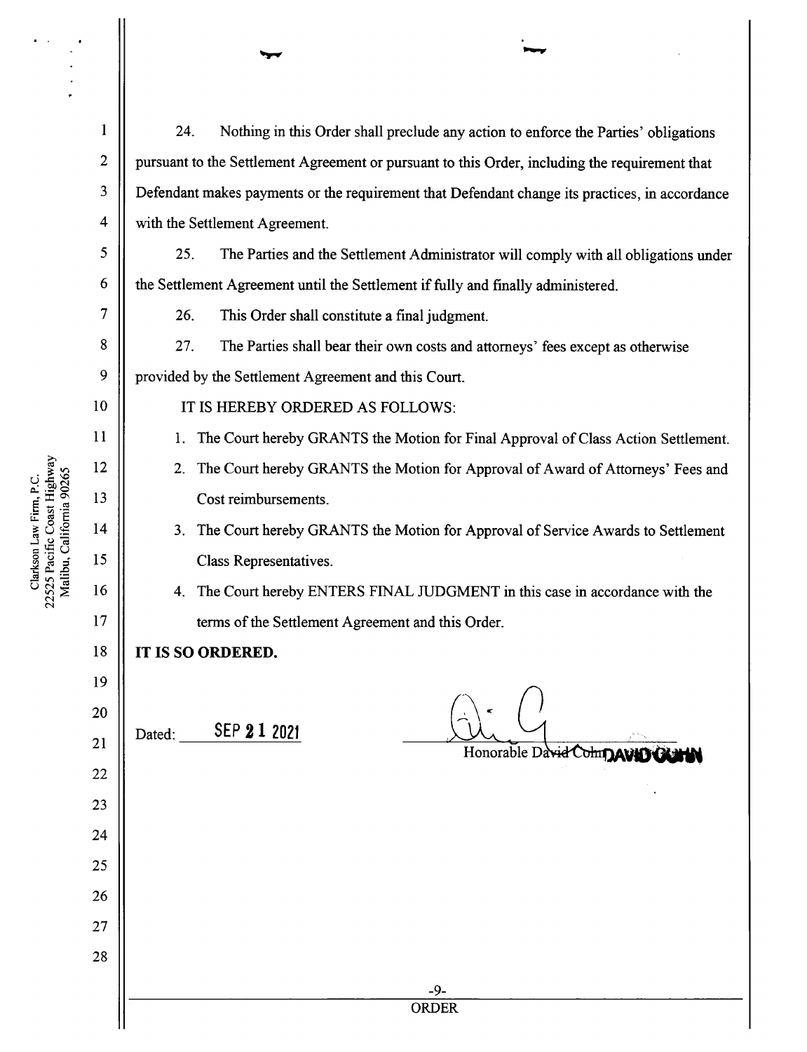24. Nothing in this Order shall preclude any action to enforce the Parties' obligations pursuant to the Settlement Agreement or pursuant to this Order, including the requirement that Defendant makes payments or the requirement that Defendant change its practices, in accordance with the Settlement Agreement.

25. The Parties and the Settlement Administrator will comply with all obligations under the Settlement Agreement until the Settlement if fully and finally administered.

26. This Order shall constitute a final judgment.

27. The Parties shall bear their own costs and attorneys' fees except as otherwise provided by the Settlement Agreement and this Court.

IT IS HEREBY ORDERED AS FOLLOWS:

1. The Court hereby GRANTS the Motion for Final Approval of Class Action Settlement.
2. The Court hereby GRANTS the Motion for Approval of Award of Attorneys' Fees and Cost reimbursements.
3. The Court hereby GRANTS the Motion for Approval of Service Awards to Settlement Class Representatives.
4. The Court hereby ENTERS FINAL JUDGMENT in this case in accordance with the terms of the Settlement Agreement and this Order.

**IT IS SO ORDERED.**

Dated: SEP 21 2021

Honorable David Cohn DAVID COHN

ORDER